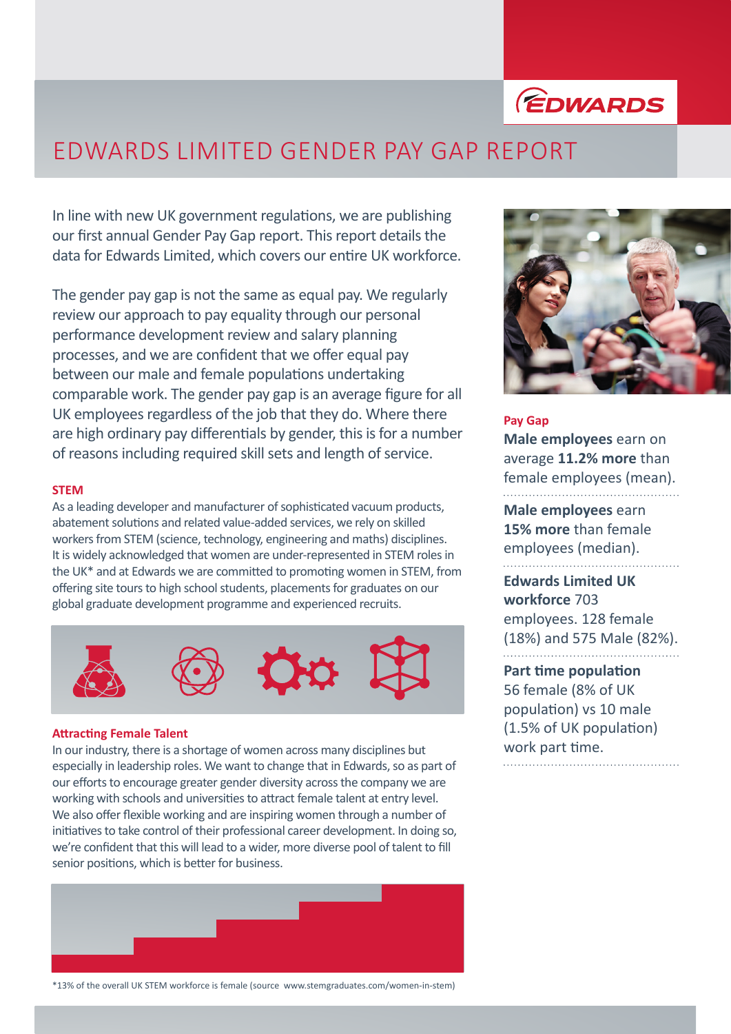# EDWARDS LIMITED GENDER PAY GAP REPORT

In line with new UK government regulations, we are publishing our first annual Gender Pay Gap report. This report details the data for Edwards Limited, which covers our entire UK workforce.

The gender pay gap is not the same as equal pay. We regularly review our approach to pay equality through our personal performance development review and salary planning processes, and we are confident that we offer equal pay between our male and female populations undertaking comparable work. The gender pay gap is an average figure for all UK employees regardless of the job that they do. Where there are high ordinary pay differentials by gender, this is for a number of reasons including required skill sets and length of service.

## STEM

As a leading developer and manufacturer of sophisticated vacuum products, abatement solutions and related value-added services, we rely on skilled workers from STEM (science, technology, engineering and maths) disciplines. It is widely acknowledged that women are under-represented in STEM roles in the UK* and at Edwards we are committed to promoting women in STEM, from offering site tours to high school students, placements for graduates on our global graduate development programme and experienced recruits.

## Attracting Female Talent

In our industry, there is a shortage of women across many disciplines but especially in leadership roles. We want to change that in Edwards, so as part of our efforts to encourage greater gender diversity across the company we are working with schools and universities to attract female talent at entry level. We also offer flexible working and are inspiring women through a number of initiatives to take control of their professional career development. In doing so, we're confident that this will lead to a wider, more diverse pool of talent to fill senior positions, which is better for business.

*13% of the overall UK STEM workforce is female (source www.stemgraduates.com/women-in-stem)

## Pay Gap

**Male employees** earn on average **11.2% more** than female employees (mean).

**Male employees** earn **15% more** than female employees (median).

**Edwards Limited UK workforce** 703 employees. 128 female (18%) and 575 Male (82%).

**Part time population** 56 female (8% of UK population) vs 10 male (1.5% of UK population) work part time.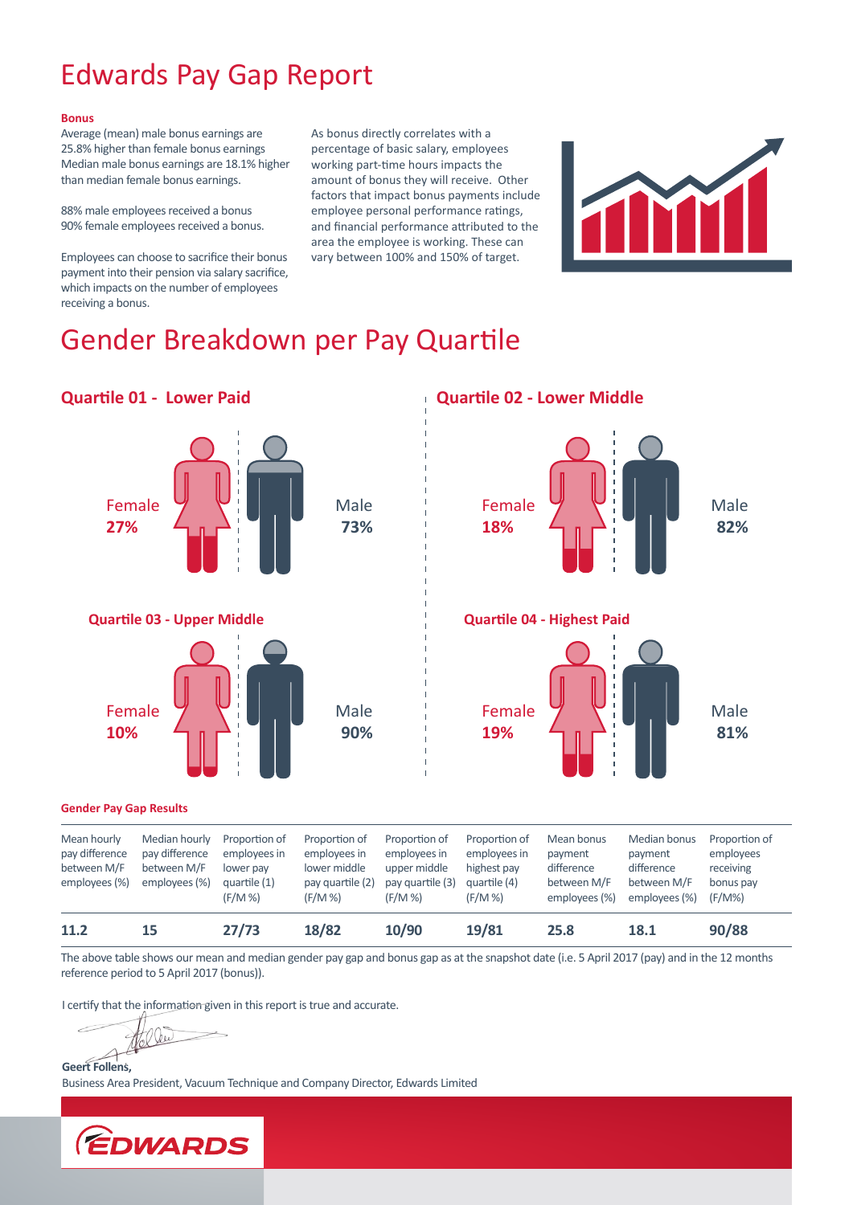# Edwards Pay Gap Report

**Bonus**

Average (mean) male bonus earnings are 25.8% higher than female bonus earnings
Median male bonus earnings are 18.1% higher than median female bonus earnings.

88% male employees received a bonus
90% female employees received a bonus.

Employees can choose to sacrifice their bonus payment into their pension via salary sacrifice, which impacts on the number of employees receiving a bonus.

As bonus directly correlates with a percentage of basic salary, employees working part-time hours impacts the amount of bonus they will receive. Other factors that impact bonus payments include employee personal performance ratings, and financial performance attributed to the area the employee is working. These can vary between 100% and 150% of target.

# Gender Breakdown per Pay Quartile

### Quartile 01 - Lower Paid

Female
27%

Male
73%

### Quartile 02 - Lower Middle

Female
18%

Male
82%

### Quartile 03 - Upper Middle

Female
10%

Male
90%

### Quartile 04 - Highest Paid

Female
19%

Male
81%

**Gender Pay Gap Results**

| Mean hourly pay difference between M/F employees (%) | Median hourly pay difference between M/F employees (%) | Proportion of employees in lower pay quartile (1) (F/M %) | Proportion of employees in lower middle pay quartile (2) (F/M %) | Proportion of employees in upper middle pay quartile (3) (F/M %) | Proportion of employees in highest pay quartile (4) (F/M %) | Mean bonus payment difference between M/F employees (%) | Median bonus payment difference between M/F employees (%) | Proportion of employees receiving bonus pay (F/M%) |
|---|---|---|---|---|---|---|---|---|
| **11.2** | **15** | **27/73** | **18/82** | **10/90** | **19/81** | **25.8** | **18.1** | **90/88** |

The above table shows our mean and median gender pay gap and bonus gap as at the snapshot date (i.e. 5 April 2017 (pay) and in the 12 months reference period to 5 April 2017 (bonus)).

I certify that the information given in this report is true and accurate.

**Geert Follens,**
Business Area President, Vacuum Technique and Company Director, Edwards Limited

EDWARDS